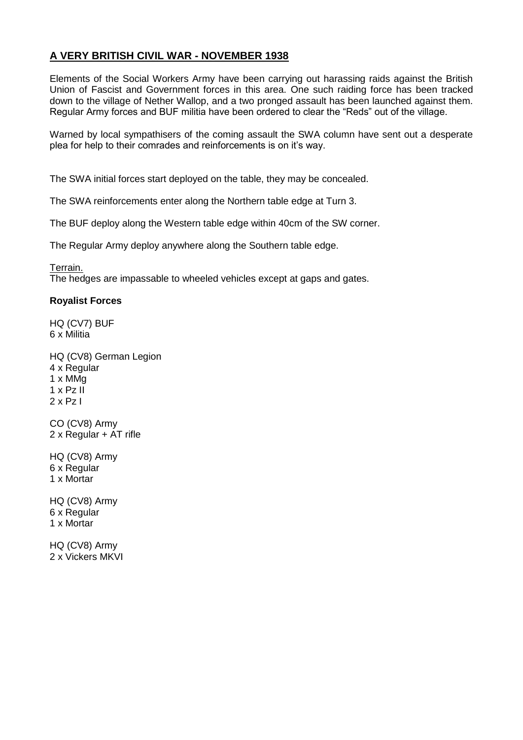# A VERY BRITISH CIVIL WAR - NOVEMBER 1938

Elements of the Social Workers Army have been carrying out harassing raids against the British Union of Fascist and Government forces in this area. One such raiding force has been tracked down to the village of Nether Wallop, and a two pronged assault has been launched against them. Regular Army forces and BUF militia have been ordered to clear the "Reds" out of the village.

Warned by local sympathisers of the coming assault the SWA column have sent out a desperate plea for help to their comrades and reinforcements is on it's way.

The SWA initial forces start deployed on the table, they may be concealed.

The SWA reinforcements enter along the Northern table edge at Turn 3.

The BUF deploy along the Western table edge within 40cm of the SW corner.

The Regular Army deploy anywhere along the Southern table edge.

Terrain.

The hedges are impassable to wheeled vehicles except at gaps and gates.

**Royalist Forces**

HQ (CV7) BUF
6 x Militia

HQ (CV8) German Legion
4 x Regular
1 x MMg
1 x Pz II
2 x Pz I

CO (CV8) Army
2 x Regular + AT rifle

HQ (CV8) Army
6 x Regular
1 x Mortar

HQ (CV8) Army
6 x Regular
1 x Mortar

HQ (CV8) Army
2 x Vickers MKVI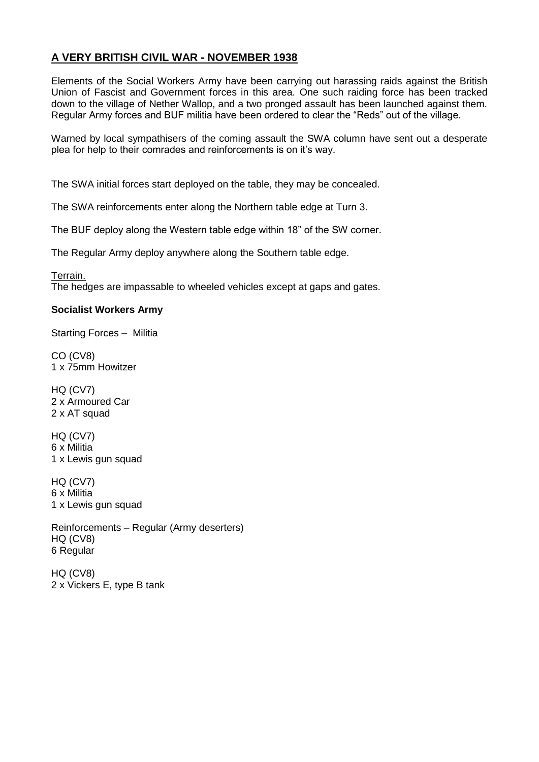## A VERY BRITISH CIVIL WAR - NOVEMBER 1938

Elements of the Social Workers Army have been carrying out harassing raids against the British Union of Fascist and Government forces in this area. One such raiding force has been tracked down to the village of Nether Wallop, and a two pronged assault has been launched against them. Regular Army forces and BUF militia have been ordered to clear the "Reds" out of the village.

Warned by local sympathisers of the coming assault the SWA column have sent out a desperate plea for help to their comrades and reinforcements is on it's way.

The SWA initial forces start deployed on the table, they may be concealed.

The SWA reinforcements enter along the Northern table edge at Turn 3.

The BUF deploy along the Western table edge within 18" of the SW corner.

The Regular Army deploy anywhere along the Southern table edge.

Terrain.

The hedges are impassable to wheeled vehicles except at gaps and gates.

**Socialist Workers Army**

Starting Forces – Militia

CO (CV8)
1 x 75mm Howitzer

HQ (CV7)
2 x Armoured Car
2 x AT squad

HQ (CV7)
6 x Militia
1 x Lewis gun squad

HQ (CV7)
6 x Militia
1 x Lewis gun squad

Reinforcements – Regular (Army deserters)
HQ (CV8)
6 Regular

HQ (CV8)
2 x Vickers E, type B tank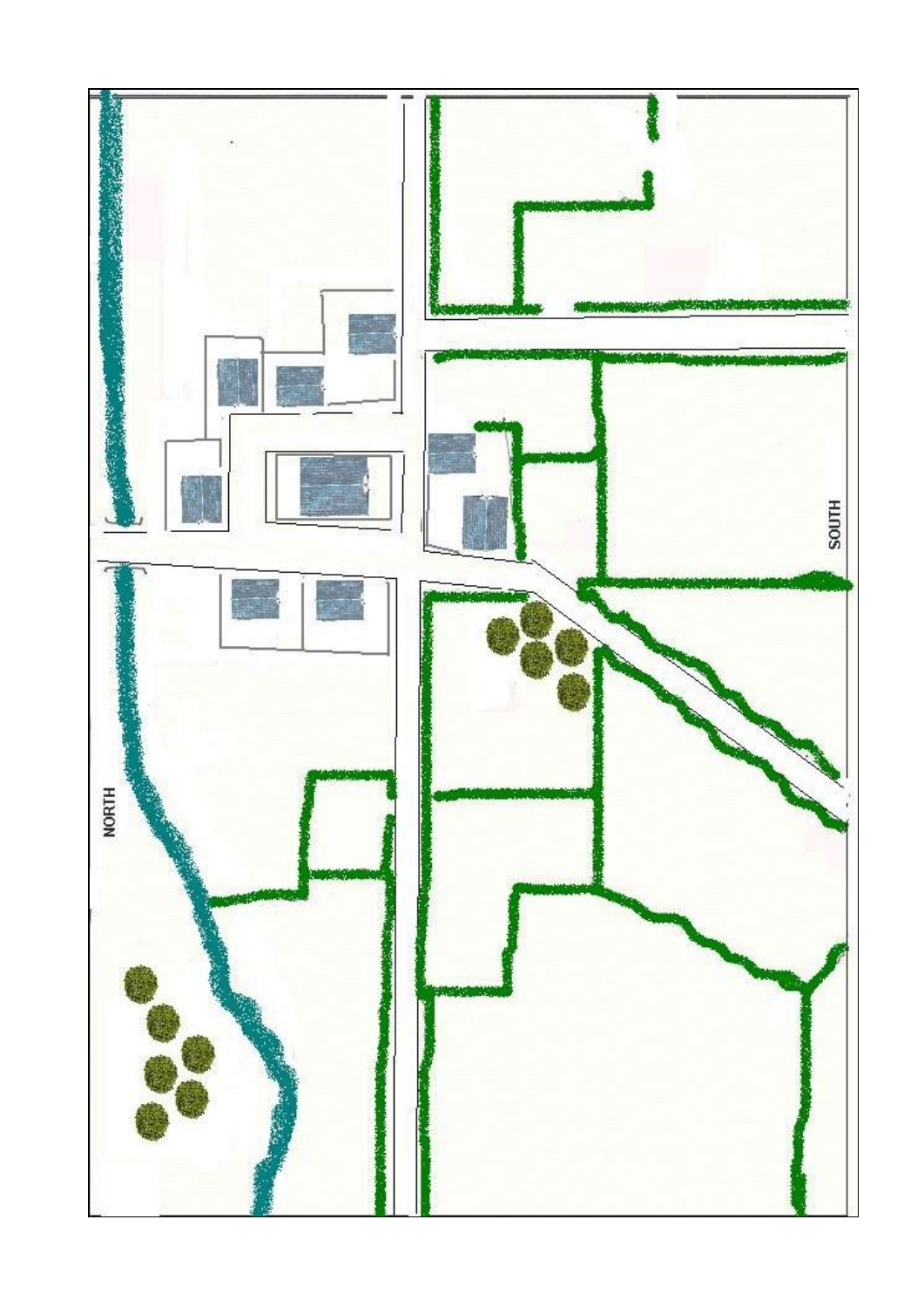NORTH

SOUTH